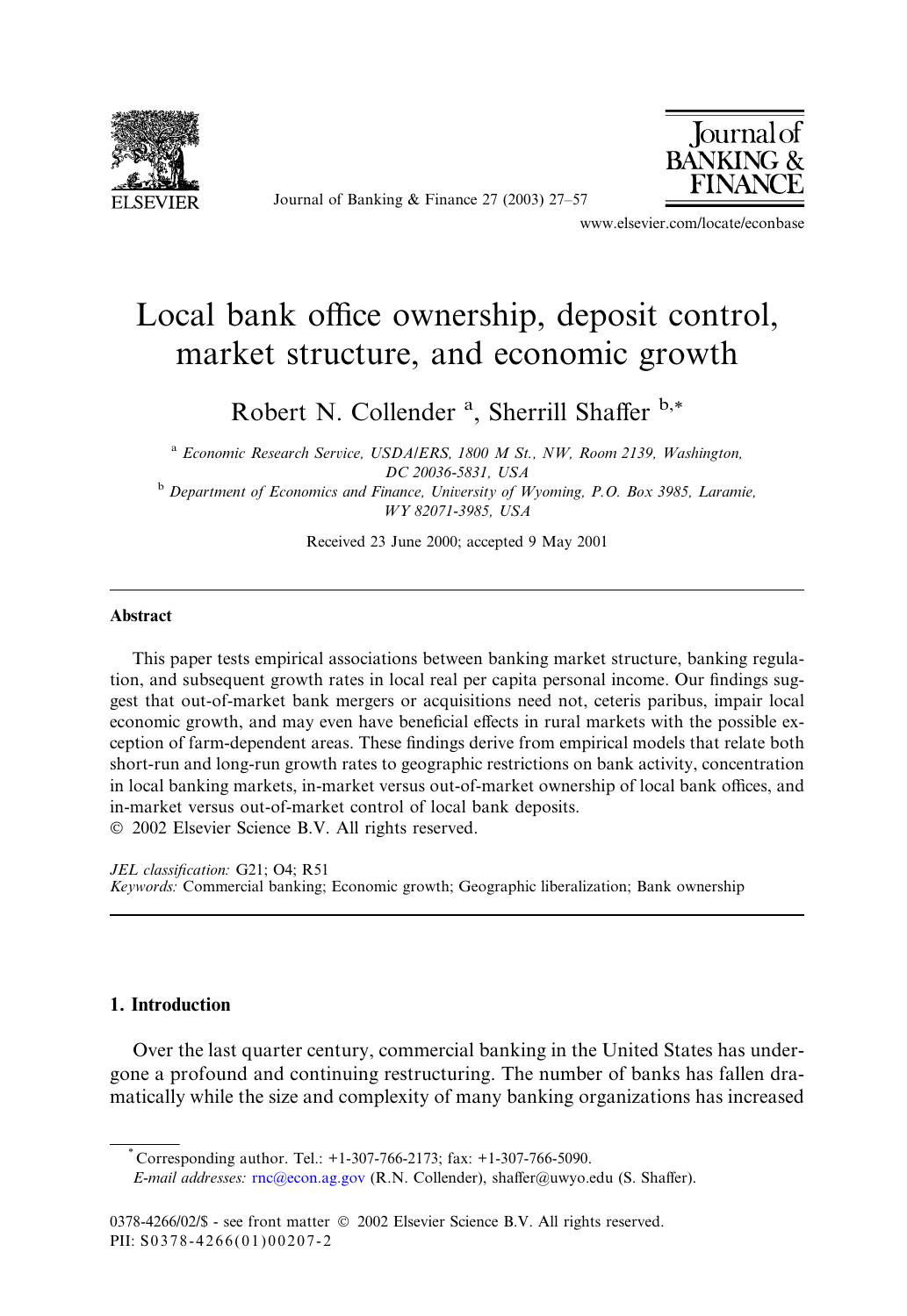# Local bank office ownership, deposit control, market structure, and economic growth

Robert N. Collender [a], Sherrill Shaffer [b,*]

[a] *Economic Research Service, USDA/ERS, 1800 M St., NW, Room 2139, Washington, DC 20036-5831, USA*

[b] *Department of Economics and Finance, University of Wyoming, P.O. Box 3985, Laramie, WY 82071-3985, USA*

Received 23 June 2000; accepted 9 May 2001

## Abstract

This paper tests empirical associations between banking market structure, banking regulation, and subsequent growth rates in local real per capita personal income. Our findings suggest that out-of-market bank mergers or acquisitions need not, ceteris paribus, impair local economic growth, and may even have beneficial effects in rural markets with the possible exception of farm-dependent areas. These findings derive from empirical models that relate both short-run and long-run growth rates to geographic restrictions on bank activity, concentration in local banking markets, in-market versus out-of-market ownership of local bank offices, and in-market versus out-of-market control of local bank deposits.

© 2002 Elsevier Science B.V. All rights reserved.

*JEL classification:* G21; O4; R51

*Keywords:* Commercial banking; Economic growth; Geographic liberalization; Bank ownership

## 1. Introduction

Over the last quarter century, commercial banking in the United States has undergone a profound and continuing restructuring. The number of banks has fallen dramatically while the size and complexity of many banking organizations has increased

---

* Corresponding author. Tel.: +1-307-766-2173; fax: +1-307-766-5090.

*E-mail addresses:* rnc@econ.ag.gov (R.N. Collender), shaffer@uwyo.edu (S. Shaffer).

0378-4266/02/$ - see front matter © 2002 Elsevier Science B.V. All rights reserved.
PII: S0378-4266(01)00207-2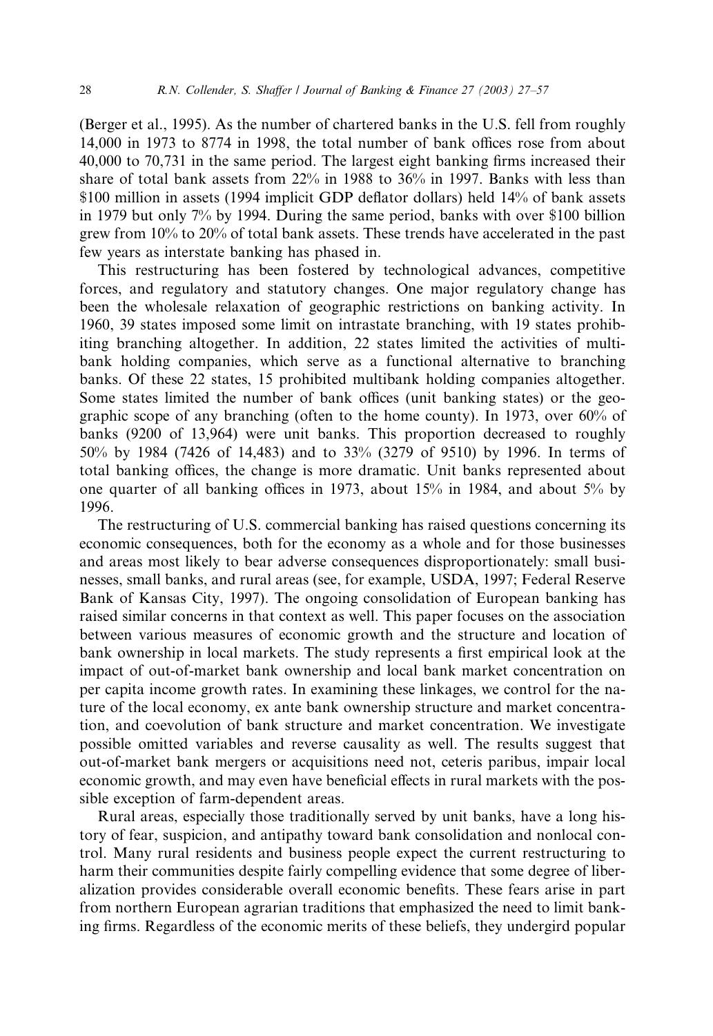(Berger et al., 1995). As the number of chartered banks in the U.S. fell from roughly 14,000 in 1973 to 8774 in 1998, the total number of bank offices rose from about 40,000 to 70,731 in the same period. The largest eight banking firms increased their share of total bank assets from 22% in 1988 to 36% in 1997. Banks with less than \$100 million in assets (1994 implicit GDP deflator dollars) held 14% of bank assets in 1979 but only 7% by 1994. During the same period, banks with over \$100 billion grew from 10% to 20% of total bank assets. These trends have accelerated in the past few years as interstate banking has phased in.

This restructuring has been fostered by technological advances, competitive forces, and regulatory and statutory changes. One major regulatory change has been the wholesale relaxation of geographic restrictions on banking activity. In 1960, 39 states imposed some limit on intrastate branching, with 19 states prohibiting branching altogether. In addition, 22 states limited the activities of multibank holding companies, which serve as a functional alternative to branching banks. Of these 22 states, 15 prohibited multibank holding companies altogether. Some states limited the number of bank offices (unit banking states) or the geographic scope of any branching (often to the home county). In 1973, over 60% of banks (9200 of 13,964) were unit banks. This proportion decreased to roughly 50% by 1984 (7426 of 14,483) and to 33% (3279 of 9510) by 1996. In terms of total banking offices, the change is more dramatic. Unit banks represented about one quarter of all banking offices in 1973, about 15% in 1984, and about 5% by 1996.

The restructuring of U.S. commercial banking has raised questions concerning its economic consequences, both for the economy as a whole and for those businesses and areas most likely to bear adverse consequences disproportionately: small businesses, small banks, and rural areas (see, for example, USDA, 1997; Federal Reserve Bank of Kansas City, 1997). The ongoing consolidation of European banking has raised similar concerns in that context as well. This paper focuses on the association between various measures of economic growth and the structure and location of bank ownership in local markets. The study represents a first empirical look at the impact of out-of-market bank ownership and local bank market concentration on per capita income growth rates. In examining these linkages, we control for the nature of the local economy, ex ante bank ownership structure and market concentration, and coevolution of bank structure and market concentration. We investigate possible omitted variables and reverse causality as well. The results suggest that out-of-market bank mergers or acquisitions need not, ceteris paribus, impair local economic growth, and may even have beneficial effects in rural markets with the possible exception of farm-dependent areas.

Rural areas, especially those traditionally served by unit banks, have a long history of fear, suspicion, and antipathy toward bank consolidation and nonlocal control. Many rural residents and business people expect the current restructuring to harm their communities despite fairly compelling evidence that some degree of liberalization provides considerable overall economic benefits. These fears arise in part from northern European agrarian traditions that emphasized the need to limit banking firms. Regardless of the economic merits of these beliefs, they undergird popular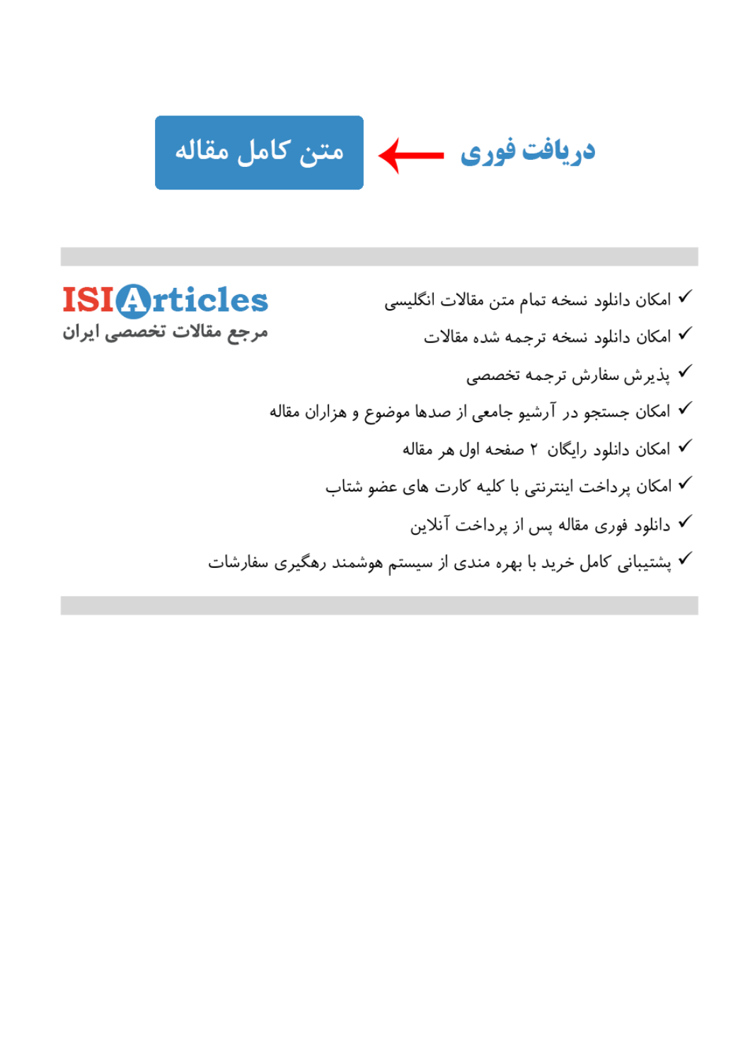دریافت فوری ← متن کامل مقاله

---

**ISIArticles**

مرجع مقالات تخصصی ایران

- ✓ امکان دانلود نسخه تمام متن مقالات انگلیسی
- ✓ امکان دانلود نسخه ترجمه شده مقالات
- ✓ پذیرش سفارش ترجمه تخصصی
- ✓ امکان جستجو در آرشیو جامعی از صدها موضوع و هزاران مقاله
- ✓ امکان دانلود رایگان ۲ صفحه اول هر مقاله
- ✓ امکان پرداخت اینترنتی با کلیه کارت های عضو شتاب
- ✓ دانلود فوری مقاله پس از پرداخت آنلاین
- ✓ پشتیبانی کامل خرید با بهره مندی از سیستم هوشمند رهگیری سفارشات

---